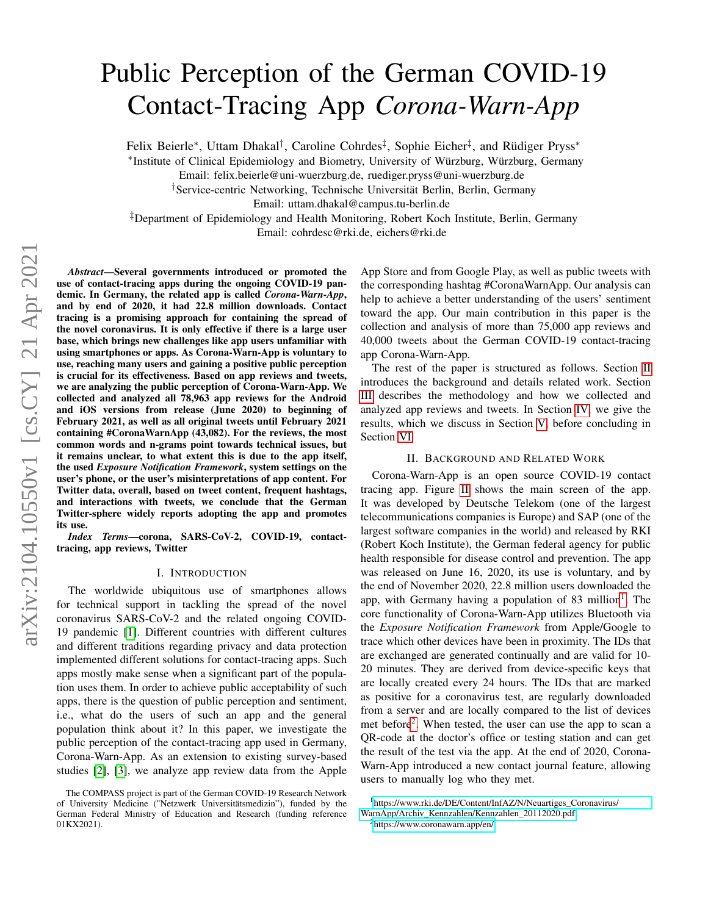# Public Perception of the German COVID-19 Contact-Tracing App *Corona-Warn-App*

Felix Beierle[*], Uttam Dhakal[†], Caroline Cohrdes[‡], Sophie Eicher[‡], and Rüdiger Pryss[*]

[*]Institute of Clinical Epidemiology and Biometry, University of Würzburg, Würzburg, Germany
Email: felix.beierle@uni-wuerzburg.de, ruediger.pryss@uni-wuerzburg.de

[†]Service-centric Networking, Technische Universität Berlin, Berlin, Germany
Email: uttam.dhakal@campus.tu-berlin.de

[‡]Department of Epidemiology and Health Monitoring, Robert Koch Institute, Berlin, Germany
Email: cohrdesc@rki.de, eichers@rki.de

***Abstract*—Several governments introduced or promoted the use of contact-tracing apps during the ongoing COVID-19 pandemic. In Germany, the related app is called *Corona-Warn-App*, and by end of 2020, it had 22.8 million downloads. Contact tracing is a promising approach for containing the spread of the novel coronavirus. It is only effective if there is a large user base, which brings new challenges like app users unfamiliar with using smartphones or apps. As Corona-Warn-App is voluntary to use, reaching many users and gaining a positive public perception is crucial for its effectiveness. Based on app reviews and tweets, we are analyzing the public perception of Corona-Warn-App. We collected and analyzed all 78,963 app reviews for the Android and iOS versions from release (June 2020) to beginning of February 2021, as well as all original tweets until February 2021 containing #CoronaWarnApp (43,082). For the reviews, the most common words and n-grams point towards technical issues, but it remains unclear, to what extent this is due to the app itself, the used *Exposure Notification Framework*, system settings on the user's phone, or the user's misinterpretations of app content. For Twitter data, overall, based on tweet content, frequent hashtags, and interactions with tweets, we conclude that the German Twitter-sphere widely reports adopting the app and promotes its use.**

***Index Terms*—corona, SARS-CoV-2, COVID-19, contact-tracing, app reviews, Twitter**

## I. Introduction

The worldwide ubiquitous use of smartphones allows for technical support in tackling the spread of the novel coronavirus SARS-CoV-2 and the related ongoing COVID-19 pandemic [1]. Different countries with different cultures and different traditions regarding privacy and data protection implemented different solutions for contact-tracing apps. Such apps mostly make sense when a significant part of the population uses them. In order to achieve public acceptability of such apps, there is the question of public perception and sentiment, i.e., what do the users of such an app and the general population think about it? In this paper, we investigate the public perception of the contact-tracing app used in Germany, Corona-Warn-App. As an extension to existing survey-based studies [2], [3], we analyze app review data from the Apple App Store and from Google Play, as well as public tweets with the corresponding hashtag #CoronaWarnApp. Our analysis can help to achieve a better understanding of the users' sentiment toward the app. Our main contribution in this paper is the collection and analysis of more than 75,000 app reviews and 40,000 tweets about the German COVID-19 contact-tracing app Corona-Warn-App.

The rest of the paper is structured as follows. Section II introduces the background and details related work. Section III describes the methodology and how we collected and analyzed app reviews and tweets. In Section IV, we give the results, which we discuss in Section V, before concluding in Section VI.

## II. Background and Related Work

Corona-Warn-App is an open source COVID-19 contact tracing app. Figure II shows the main screen of the app. It was developed by Deutsche Telekom (one of the largest telecommunications companies is Europe) and SAP (one of the largest software companies in the world) and released by RKI (Robert Koch Institute), the German federal agency for public health responsible for disease control and prevention. The app was released on June 16, 2020, its use is voluntary, and by the end of November 2020, 22.8 million users downloaded the app, with Germany having a population of 83 million[1]. The core functionality of Corona-Warn-App utilizes Bluetooth via the *Exposure Notification Framework* from Apple/Google to trace which other devices have been in proximity. The IDs that are exchanged are generated continually and are valid for 10-20 minutes. They are derived from device-specific keys that are locally created every 24 hours. The IDs that are marked as positive for a coronavirus test, are regularly downloaded from a server and are locally compared to the list of devices met before[2]. When tested, the user can use the app to scan a QR-code at the doctor's office or testing station and can get the result of the test via the app. At the end of 2020, Corona-Warn-App introduced a new contact journal feature, allowing users to manually log who they met.

The COMPASS project is part of the German COVID-19 Research Network of University Medicine ("Netzwerk Universitätsmedizin"), funded by the German Federal Ministry of Education and Research (funding reference 01KX2021).

[1]https://www.rki.de/DE/Content/InfAZ/N/Neuartiges_Coronavirus/WarnApp/Archiv_Kennzahlen/Kennzahlen_20112020.pdf

[2]https://www.coronawarn.app/en/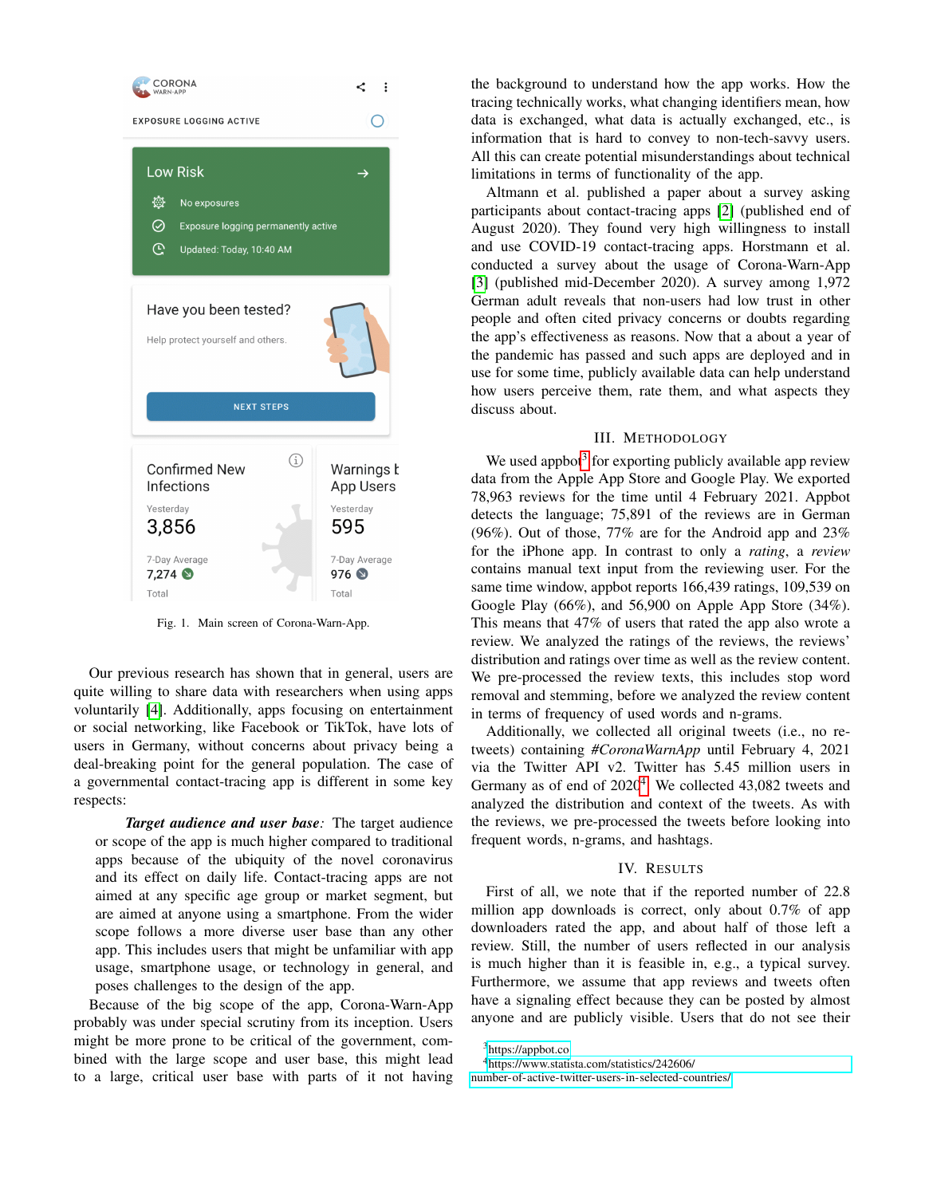Fig. 1. Main screen of Corona-Warn-App.

Our previous research has shown that in general, users are quite willing to share data with researchers when using apps voluntarily [4]. Additionally, apps focusing on entertainment or social networking, like Facebook or TikTok, have lots of users in Germany, without concerns about privacy being a deal-breaking point for the general population. The case of a governmental contact-tracing app is different in some key respects:

*Target audience and user base:* The target audience or scope of the app is much higher compared to traditional apps because of the ubiquity of the novel coronavirus and its effect on daily life. Contact-tracing apps are not aimed at any specific age group or market segment, but are aimed at anyone using a smartphone. From the wider scope follows a more diverse user base than any other app. This includes users that might be unfamiliar with app usage, smartphone usage, or technology in general, and poses challenges to the design of the app.

Because of the big scope of the app, Corona-Warn-App probably was under special scrutiny from its inception. Users might be more prone to be critical of the government, combined with the large scope and user base, this might lead to a large, critical user base with parts of it not having the background to understand how the app works. How the tracing technically works, what changing identifiers mean, how data is exchanged, what data is actually exchanged, etc., is information that is hard to convey to non-tech-savvy users. All this can create potential misunderstandings about technical limitations in terms of functionality of the app.

Altmann et al. published a paper about a survey asking participants about contact-tracing apps [2] (published end of August 2020). They found very high willingness to install and use COVID-19 contact-tracing apps. Horstmann et al. conducted a survey about the usage of Corona-Warn-App [3] (published mid-December 2020). A survey among 1,972 German adult reveals that non-users had low trust in other people and often cited privacy concerns or doubts regarding the app's effectiveness as reasons. Now that a about a year of the pandemic has passed and such apps are deployed and in use for some time, publicly available data can help understand how users perceive them, rate them, and what aspects they discuss about.

## III. Methodology

We used appbot[3] for exporting publicly available app review data from the Apple App Store and Google Play. We exported 78,963 reviews for the time until 4 February 2021. Appbot detects the language; 75,891 of the reviews are in German (96%). Out of those, 77% are for the Android app and 23% for the iPhone app. In contrast to only a *rating*, a *review* contains manual text input from the reviewing user. For the same time window, appbot reports 166,439 ratings, 109,539 on Google Play (66%), and 56,900 on Apple App Store (34%). This means that 47% of users that rated the app also wrote a review. We analyzed the ratings of the reviews, the reviews' distribution and ratings over time as well as the review content. We pre-processed the review texts, this includes stop word removal and stemming, before we analyzed the review content in terms of frequency of used words and n-grams.

Additionally, we collected all original tweets (i.e., no re-tweets) containing *#CoronaWarnApp* until February 4, 2021 via the Twitter API v2. Twitter has 5.45 million users in Germany as of end of 2020[4]. We collected 43,082 tweets and analyzed the distribution and context of the tweets. As with the reviews, we pre-processed the tweets before looking into frequent words, n-grams, and hashtags.

## IV. Results

First of all, we note that if the reported number of 22.8 million app downloads is correct, only about 0.7% of app downloaders rated the app, and about half of those left a review. Still, the number of users reflected in our analysis is much higher than it is feasible in, e.g., a typical survey. Furthermore, we assume that app reviews and tweets often have a signaling effect because they can be posted by almost anyone and are publicly visible. Users that do not see their

[3] https://appbot.co

[4] https://www.statista.com/statistics/242606/number-of-active-twitter-users-in-selected-countries/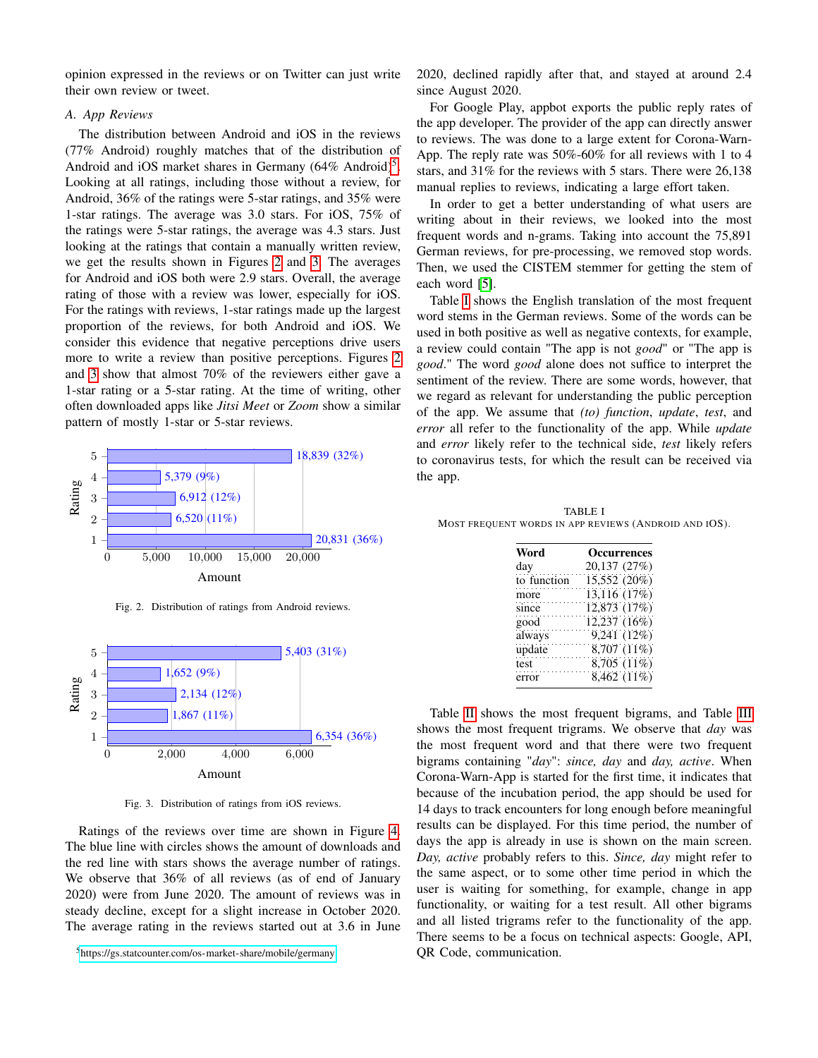opinion expressed in the reviews or on Twitter can just write their own review or tweet.

### A. App Reviews

The distribution between Android and iOS in the reviews (77% Android) roughly matches that of the distribution of Android and iOS market shares in Germany (64% Android)[5]. Looking at all ratings, including those without a review, for Android, 36% of the ratings were 5-star ratings, and 35% were 1-star ratings. The average was 3.0 stars. For iOS, 75% of the ratings were 5-star ratings, the average was 4.3 stars. Just looking at the ratings that contain a manually written review, we get the results shown in Figures 2 and 3. The averages for Android and iOS both were 2.9 stars. Overall, the average rating of those with a review was lower, especially for iOS. For the ratings with reviews, 1-star ratings made up the largest proportion of the reviews, for both Android and iOS. We consider this evidence that negative perceptions drive users more to write a review than positive perceptions. Figures 2 and 3 show that almost 70% of the reviewers either gave a 1-star rating or a 5-star rating. At the time of writing, other often downloaded apps like *Jitsi Meet* or *Zoom* show a similar pattern of mostly 1-star or 5-star reviews.

| Rating | Amount |
|---|---|
| 5 | 18,839 (32%) |
| 4 | 5,379 (9%) |
| 3 | 6,912 (12%) |
| 2 | 6,520 (11%) |
| 1 | 20,831 (36%) |

Fig. 2. Distribution of ratings from Android reviews.

| Rating | Amount |
|---|---|
| 5 | 5,403 (31%) |
| 4 | 1,652 (9%) |
| 3 | 2,134 (12%) |
| 2 | 1,867 (11%) |
| 1 | 6,354 (36%) |

Fig. 3. Distribution of ratings from iOS reviews.

Ratings of the reviews over time are shown in Figure 4. The blue line with circles shows the amount of downloads and the red line with stars shows the average number of ratings. We observe that 36% of all reviews (as of end of January 2020) were from June 2020. The amount of reviews was in steady decline, except for a slight increase in October 2020. The average rating in the reviews started out at 3.6 in June 2020, declined rapidly after that, and stayed at around 2.4 since August 2020.

For Google Play, appbot exports the public reply rates of the app developer. The provider of the app can directly answer to reviews. The was done to a large extent for Corona-Warn-App. The reply rate was 50%-60% for all reviews with 1 to 4 stars, and 31% for the reviews with 5 stars. There were 26,138 manual replies to reviews, indicating a large effort taken.

In order to get a better understanding of what users are writing about in their reviews, we looked into the most frequent words and n-grams. Taking into account the 75,891 German reviews, for pre-processing, we removed stop words. Then, we used the CISTEM stemmer for getting the stem of each word [5].

Table I shows the English translation of the most frequent word stems in the German reviews. Some of the words can be used in both positive as well as negative contexts, for example, a review could contain "The app is not *good*" or "The app is *good*." The word *good* alone does not suffice to interpret the sentiment of the review. There are some words, however, that we regard as relevant for understanding the public perception of the app. We assume that *(to) function*, *update*, *test*, and *error* all refer to the functionality of the app. While *update* and *error* likely refer to the technical side, *test* likely refers to coronavirus tests, for which the result can be received via the app.

TABLE I
MOST FREQUENT WORDS IN APP REVIEWS (ANDROID AND IOS).

| Word | Occurrences |
|---|---|
| day | 20,137 (27%) |
| to function | 15,552 (20%) |
| more | 13,116 (17%) |
| since | 12,873 (17%) |
| good | 12,237 (16%) |
| always | 9,241 (12%) |
| update | 8,707 (11%) |
| test | 8,705 (11%) |
| error | 8,462 (11%) |

Table II shows the most frequent bigrams, and Table III shows the most frequent trigrams. We observe that *day* was the most frequent word and that there were two frequent bigrams containing "*day*": *since, day* and *day, active*. When Corona-Warn-App is started for the first time, it indicates that because of the incubation period, the app should be used for 14 days to track encounters for long enough before meaningful results can be displayed. For this time period, the number of days the app is already in use is shown on the main screen. *Day, active* probably refers to this. *Since, day* might refer to the same aspect, or to some other time period in which the user is waiting for something, for example, change in app functionality, or waiting for a test result. All other bigrams and all listed trigrams refer to the functionality of the app. There seems to be a focus on technical aspects: Google, API, QR Code, communication.

[5]https://gs.statcounter.com/os-market-share/mobile/germany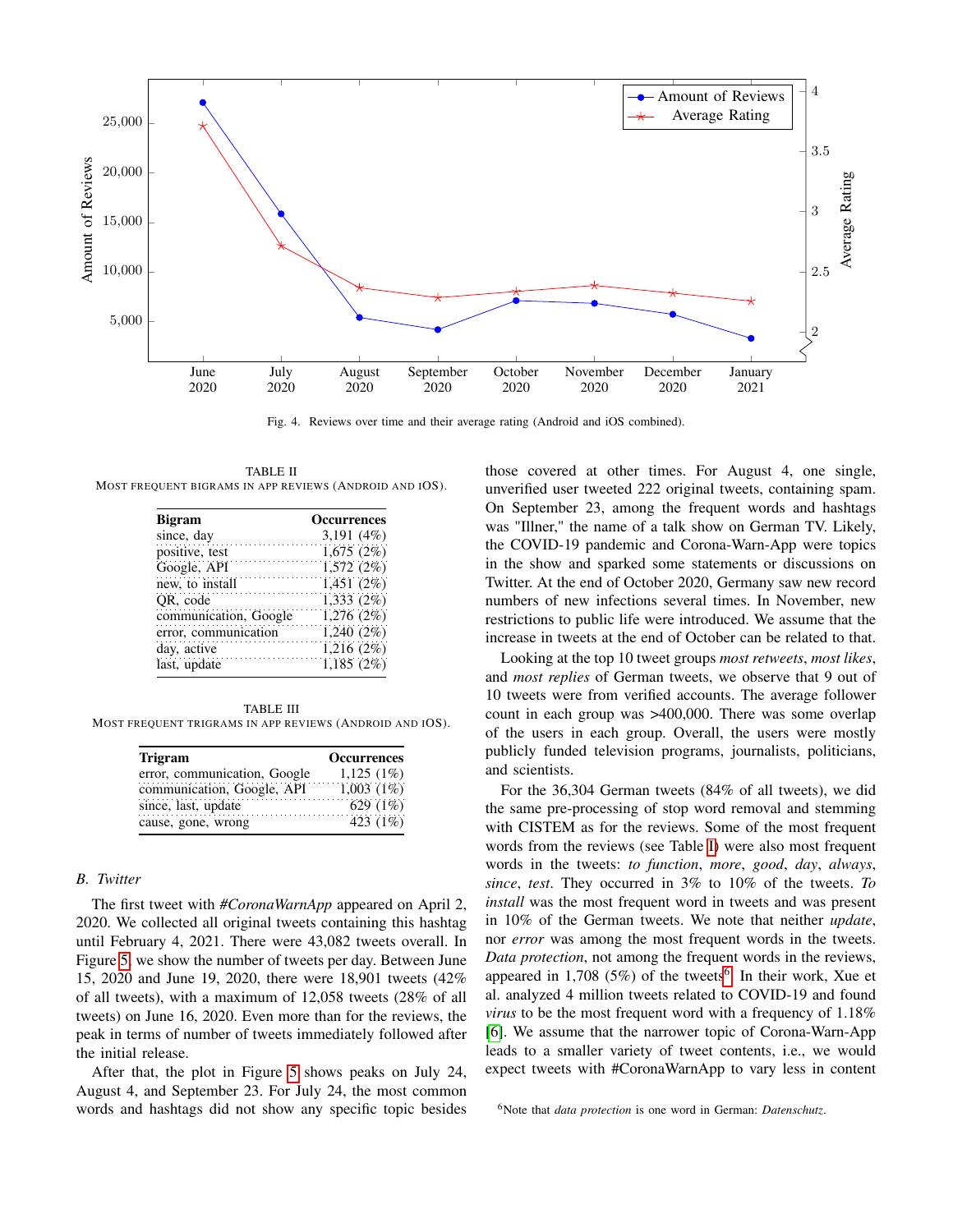Fig. 4. Reviews over time and their average rating (Android and iOS combined).

TABLE II
MOST FREQUENT BIGRAMS IN APP REVIEWS (ANDROID AND IOS).

| **Bigram** | **Occurrences** |
|---|---|
| since, day | 3,191 (4%) |
| positive, test | 1,675 (2%) |
| Google, API | 1,572 (2%) |
| new, to install | 1,451 (2%) |
| QR, code | 1,333 (2%) |
| communication, Google | 1,276 (2%) |
| error, communication | 1,240 (2%) |
| day, active | 1,216 (2%) |
| last, update | 1,185 (2%) |

TABLE III
MOST FREQUENT TRIGRAMS IN APP REVIEWS (ANDROID AND IOS).

| **Trigram** | **Occurrences** |
|---|---|
| error, communication, Google | 1,125 (1%) |
| communication, Google, API | 1,003 (1%) |
| since, last, update | 629 (1%) |
| cause, gone, wrong | 423 (1%) |

### B. Twitter

The first tweet with *#CoronaWarnApp* appeared on April 2, 2020. We collected all original tweets containing this hashtag until February 4, 2021. There were 43,082 tweets overall. In Figure 5, we show the number of tweets per day. Between June 15, 2020 and June 19, 2020, there were 18,901 tweets (42% of all tweets), with a maximum of 12,058 tweets (28% of all tweets) on June 16, 2020. Even more than for the reviews, the peak in terms of number of tweets immediately followed after the initial release.

After that, the plot in Figure 5 shows peaks on July 24, August 4, and September 23. For July 24, the most common words and hashtags did not show any specific topic besides those covered at other times. For August 4, one single, unverified user tweeted 222 original tweets, containing spam. On September 23, among the frequent words and hashtags was "Illner," the name of a talk show on German TV. Likely, the COVID-19 pandemic and Corona-Warn-App were topics in the show and sparked some statements or discussions on Twitter. At the end of October 2020, Germany saw new record numbers of new infections several times. In November, new restrictions to public life were introduced. We assume that the increase in tweets at the end of October can be related to that.

Looking at the top 10 tweet groups *most retweets*, *most likes*, and *most replies* of German tweets, we observe that 9 out of 10 tweets were from verified accounts. The average follower count in each group was >400,000. There was some overlap of the users in each group. Overall, the users were mostly publicly funded television programs, journalists, politicians, and scientists.

For the 36,304 German tweets (84% of all tweets), we did the same pre-processing of stop word removal and stemming with CISTEM as for the reviews. Some of the most frequent words from the reviews (see Table I) were also most frequent words in the tweets: *to function*, *more*, *good*, *day*, *always*, *since*, *test*. They occurred in 3% to 10% of the tweets. *To install* was the most frequent word in tweets and was present in 10% of the German tweets. We note that neither *update*, nor *error* was among the most frequent words in the tweets. *Data protection*, not among the frequent words in the reviews, appeared in 1,708 (5%) of the tweets[6]. In their work, Xue et al. analyzed 4 million tweets related to COVID-19 and found *virus* to be the most frequent word with a frequency of 1.18% [6]. We assume that the narrower topic of Corona-Warn-App leads to a smaller variety of tweet contents, i.e., we would expect tweets with #CoronaWarnApp to vary less in content

[6]Note that *data protection* is one word in German: *Datenschutz*.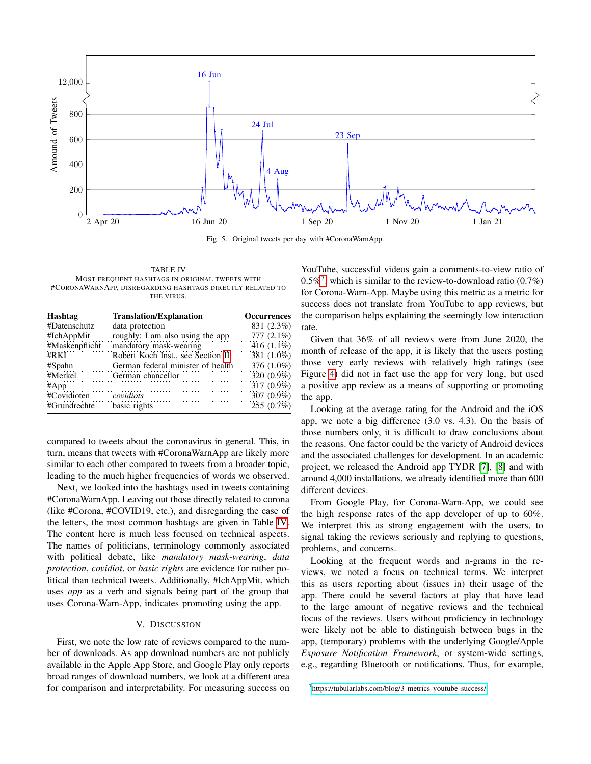Fig. 5. Original tweets per day with #CoronaWarnApp.

TABLE IV
MOST FREQUENT HASHTAGS IN ORIGINAL TWEETS WITH #CORONAWARNAPP, DISREGARDING HASHTAGS DIRECTLY RELATED TO THE VIRUS.

| Hashtag | Translation/Explanation | Occurrences |
|---|---|---|
| #Datenschutz | data protection | 831 (2.3%) |
| #IchAppMit | roughly: I am also using the app | 777 (2.1%) |
| #Maskenpflicht | mandatory mask-wearing | 416 (1.1%) |
| #RKI | Robert Koch Inst., see Section II | 381 (1.0%) |
| #Spahn | German federal minister of health | 376 (1.0%) |
| #Merkel | German chancellor | 320 (0.9%) |
| #App | | 317 (0.9%) |
| #Covidioten | *covidiots* | 307 (0.9%) |
| #Grundrechte | basic rights | 255 (0.7%) |

compared to tweets about the coronavirus in general. This, in turn, means that tweets with #CoronaWarnApp are likely more similar to each other compared to tweets from a broader topic, leading to the much higher frequencies of words we observed.

Next, we looked into the hashtags used in tweets containing #CoronaWarnApp. Leaving out those directly related to corona (like #Corona, #COVID19, etc.), and disregarding the case of the letters, the most common hashtags are given in Table IV. The content here is much less focused on technical aspects. The names of politicians, terminology commonly associated with political debate, like *mandatory mask-wearing*, *data protection*, *covidiot*, or *basic rights* are evidence for rather political than technical tweets. Additionally, #IchAppMit, which uses *app* as a verb and signals being part of the group that uses Corona-Warn-App, indicates promoting using the app.

## V. DISCUSSION

First, we note the low rate of reviews compared to the number of downloads. As app download numbers are not publicly available in the Apple App Store, and Google Play only reports broad ranges of download numbers, we look at a different area for comparison and interpretability. For measuring success on YouTube, successful videos gain a comments-to-view ratio of 0.5%[7] which is similar to the review-to-download ratio (0.7%) for Corona-Warn-App. Maybe using this metric as a metric for success does not translate from YouTube to app reviews, but the comparison helps explaining the seemingly low interaction rate.

Given that 36% of all reviews were from June 2020, the month of release of the app, it is likely that the users posting those very early reviews with relatively high ratings (see Figure 4) did not in fact use the app for very long, but used a positive app review as a means of supporting or promoting the app.

Looking at the average rating for the Android and the iOS app, we note a big difference (3.0 vs. 4.3). On the basis of those numbers only, it is difficult to draw conclusions about the reasons. One factor could be the variety of Android devices and the associated challenges for development. In an academic project, we released the Android app TYDR [7], [8] and with around 4,000 installations, we already identified more than 600 different devices.

From Google Play, for Corona-Warn-App, we could see the high response rates of the app developer of up to 60%. We interpret this as strong engagement with the users, to signal taking the reviews seriously and replying to questions, problems, and concerns.

Looking at the frequent words and n-grams in the reviews, we noted a focus on technical terms. We interpret this as users reporting about (issues in) their usage of the app. There could be several factors at play that have lead to the large amount of negative reviews and the technical focus of the reviews. Users without proficiency in technology were likely not be able to distinguish between bugs in the app, (temporary) problems with the underlying Google/Apple *Exposure Notification Framework*, or system-wide settings, e.g., regarding Bluetooth or notifications. Thus, for example,

[7] https://tubularlabs.com/blog/3-metrics-youtube-success/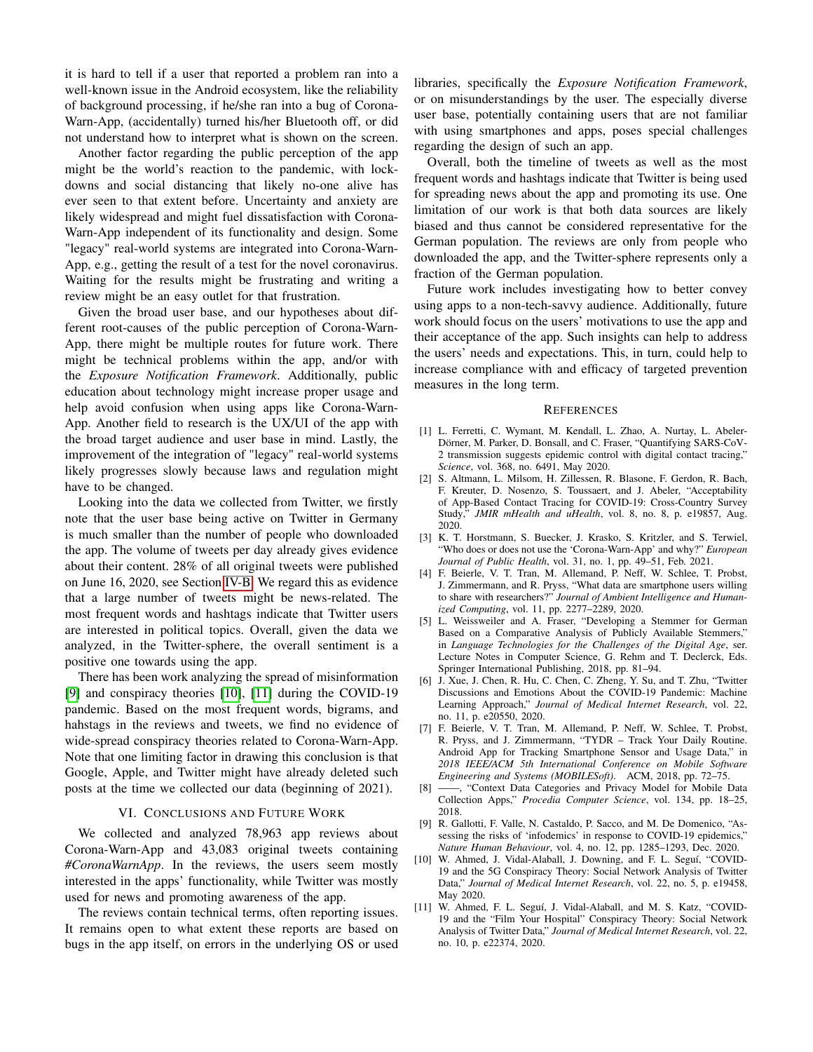it is hard to tell if a user that reported a problem ran into a well-known issue in the Android ecosystem, like the reliability of background processing, if he/she ran into a bug of Corona-Warn-App, (accidentally) turned his/her Bluetooth off, or did not understand how to interpret what is shown on the screen.

Another factor regarding the public perception of the app might be the world's reaction to the pandemic, with lockdowns and social distancing that likely no-one alive has ever seen to that extent before. Uncertainty and anxiety are likely widespread and might fuel dissatisfaction with Corona-Warn-App independent of its functionality and design. Some "legacy" real-world systems are integrated into Corona-Warn-App, e.g., getting the result of a test for the novel coronavirus. Waiting for the results might be frustrating and writing a review might be an easy outlet for that frustration.

Given the broad user base, and our hypotheses about different root-causes of the public perception of Corona-Warn-App, there might be multiple routes for future work. There might be technical problems within the app, and/or with the *Exposure Notification Framework*. Additionally, public education about technology might increase proper usage and help avoid confusion when using apps like Corona-Warn-App. Another field to research is the UX/UI of the app with the broad target audience and user base in mind. Lastly, the improvement of the integration of "legacy" real-world systems likely progresses slowly because laws and regulation might have to be changed.

Looking into the data we collected from Twitter, we firstly note that the user base being active on Twitter in Germany is much smaller than the number of people who downloaded the app. The volume of tweets per day already gives evidence about their content. 28% of all original tweets were published on June 16, 2020, see Section IV-B. We regard this as evidence that a large number of tweets might be news-related. The most frequent words and hashtags indicate that Twitter users are interested in political topics. Overall, given the data we analyzed, in the Twitter-sphere, the overall sentiment is a positive one towards using the app.

There has been work analyzing the spread of misinformation [9] and conspiracy theories [10], [11] during the COVID-19 pandemic. Based on the most frequent words, bigrams, and hahstags in the reviews and tweets, we find no evidence of wide-spread conspiracy theories related to Corona-Warn-App. Note that one limiting factor in drawing this conclusion is that Google, Apple, and Twitter might have already deleted such posts at the time we collected our data (beginning of 2021).

## VI. Conclusions and Future Work

We collected and analyzed 78,963 app reviews about Corona-Warn-App and 43,083 original tweets containing *#CoronaWarnApp*. In the reviews, the users seem mostly interested in the apps' functionality, while Twitter was mostly used for news and promoting awareness of the app.

The reviews contain technical terms, often reporting issues. It remains open to what extent these reports are based on bugs in the app itself, on errors in the underlying OS or used libraries, specifically the *Exposure Notification Framework*, or on misunderstandings by the user. The especially diverse user base, potentially containing users that are not familiar with using smartphones and apps, poses special challenges regarding the design of such an app.

Overall, both the timeline of tweets as well as the most frequent words and hashtags indicate that Twitter is being used for spreading news about the app and promoting its use. One limitation of our work is that both data sources are likely biased and thus cannot be considered representative for the German population. The reviews are only from people who downloaded the app, and the Twitter-sphere represents only a fraction of the German population.

Future work includes investigating how to better convey using apps to a non-tech-savvy audience. Additionally, future work should focus on the users' motivations to use the app and their acceptance of the app. Such insights can help to address the users' needs and expectations. This, in turn, could help to increase compliance with and efficacy of targeted prevention measures in the long term.

## References

[1] L. Ferretti, C. Wymant, M. Kendall, L. Zhao, A. Nurtay, L. Abeler-Dörner, M. Parker, D. Bonsall, and C. Fraser, "Quantifying SARS-CoV-2 transmission suggests epidemic control with digital contact tracing," *Science*, vol. 368, no. 6491, May 2020.

[2] S. Altmann, L. Milsom, H. Zillessen, R. Blasone, F. Gerdon, R. Bach, F. Kreuter, D. Nosenzo, S. Toussaert, and J. Abeler, "Acceptability of App-Based Contact Tracing for COVID-19: Cross-Country Survey Study," *JMIR mHealth and uHealth*, vol. 8, no. 8, p. e19857, Aug. 2020.

[3] K. T. Horstmann, S. Buecker, J. Krasko, S. Kritzler, and S. Terwiel, "Who does or does not use the 'Corona-Warn-App' and why?" *European Journal of Public Health*, vol. 31, no. 1, pp. 49–51, Feb. 2021.

[4] F. Beierle, V. T. Tran, M. Allemand, P. Neff, W. Schlee, T. Probst, J. Zimmermann, and R. Pryss, "What data are smartphone users willing to share with researchers?" *Journal of Ambient Intelligence and Humanized Computing*, vol. 11, pp. 2277–2289, 2020.

[5] L. Weissweiler and A. Fraser, "Developing a Stemmer for German Based on a Comparative Analysis of Publicly Available Stemmers," in *Language Technologies for the Challenges of the Digital Age*, ser. Lecture Notes in Computer Science, G. Rehm and T. Declerck, Eds. Springer International Publishing, 2018, pp. 81–94.

[6] J. Xue, J. Chen, R. Hu, C. Chen, C. Zheng, Y. Su, and T. Zhu, "Twitter Discussions and Emotions About the COVID-19 Pandemic: Machine Learning Approach," *Journal of Medical Internet Research*, vol. 22, no. 11, p. e20550, 2020.

[7] F. Beierle, V. T. Tran, M. Allemand, P. Neff, W. Schlee, T. Probst, R. Pryss, and J. Zimmermann, "TYDR – Track Your Daily Routine. Android App for Tracking Smartphone Sensor and Usage Data," in *2018 IEEE/ACM 5th International Conference on Mobile Software Engineering and Systems (MOBILESoft)*. ACM, 2018, pp. 72–75.

[8] ——, "Context Data Categories and Privacy Model for Mobile Data Collection Apps," *Procedia Computer Science*, vol. 134, pp. 18–25, 2018.

[9] R. Gallotti, F. Valle, N. Castaldo, P. Sacco, and M. De Domenico, "Assessing the risks of 'infodemics' in response to COVID-19 epidemics," *Nature Human Behaviour*, vol. 4, no. 12, pp. 1285–1293, Dec. 2020.

[10] W. Ahmed, J. Vidal-Alaball, J. Downing, and F. L. Seguí, "COVID-19 and the 5G Conspiracy Theory: Social Network Analysis of Twitter Data," *Journal of Medical Internet Research*, vol. 22, no. 5, p. e19458, May 2020.

[11] W. Ahmed, F. L. Seguí, J. Vidal-Alaball, and M. S. Katz, "COVID-19 and the "Film Your Hospital" Conspiracy Theory: Social Network Analysis of Twitter Data," *Journal of Medical Internet Research*, vol. 22, no. 10, p. e22374, 2020.